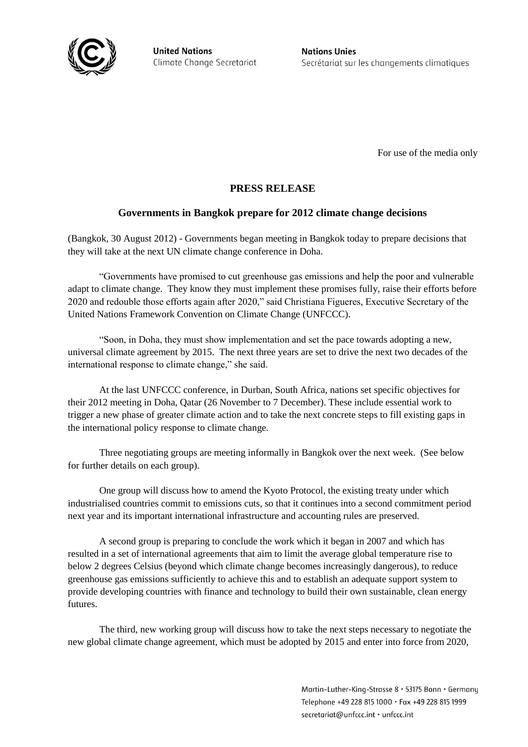**United Nations**
Climate Change Secretariat

**Nations Unies**
Secrétariat sur les changements climatiques

For use of the media only

## PRESS RELEASE

### Governments in Bangkok prepare for 2012 climate change decisions

(Bangkok, 30 August 2012) - Governments began meeting in Bangkok today to prepare decisions that they will take at the next UN climate change conference in Doha.

"Governments have promised to cut greenhouse gas emissions and help the poor and vulnerable adapt to climate change. They know they must implement these promises fully, raise their efforts before 2020 and redouble those efforts again after 2020," said Christiana Figueres, Executive Secretary of the United Nations Framework Convention on Climate Change (UNFCCC).

"Soon, in Doha, they must show implementation and set the pace towards adopting a new, universal climate agreement by 2015. The next three years are set to drive the next two decades of the international response to climate change," she said.

At the last UNFCCC conference, in Durban, South Africa, nations set specific objectives for their 2012 meeting in Doha, Qatar (26 November to 7 December). These include essential work to trigger a new phase of greater climate action and to take the next concrete steps to fill existing gaps in the international policy response to climate change.

Three negotiating groups are meeting informally in Bangkok over the next week. (See below for further details on each group).

One group will discuss how to amend the Kyoto Protocol, the existing treaty under which industrialised countries commit to emissions cuts, so that it continues into a second commitment period next year and its important international infrastructure and accounting rules are preserved.

A second group is preparing to conclude the work which it began in 2007 and which has resulted in a set of international agreements that aim to limit the average global temperature rise to below 2 degrees Celsius (beyond which climate change becomes increasingly dangerous), to reduce greenhouse gas emissions sufficiently to achieve this and to establish an adequate support system to provide developing countries with finance and technology to build their own sustainable, clean energy futures.

The third, new working group will discuss how to take the next steps necessary to negotiate the new global climate change agreement, which must be adopted by 2015 and enter into force from 2020,

Martin-Luther-King-Strasse 8 · 53175 Bonn · Germany
Telephone +49 228 815 1000 · Fax +49 228 815 1999
secretariat@unfccc.int · unfccc.int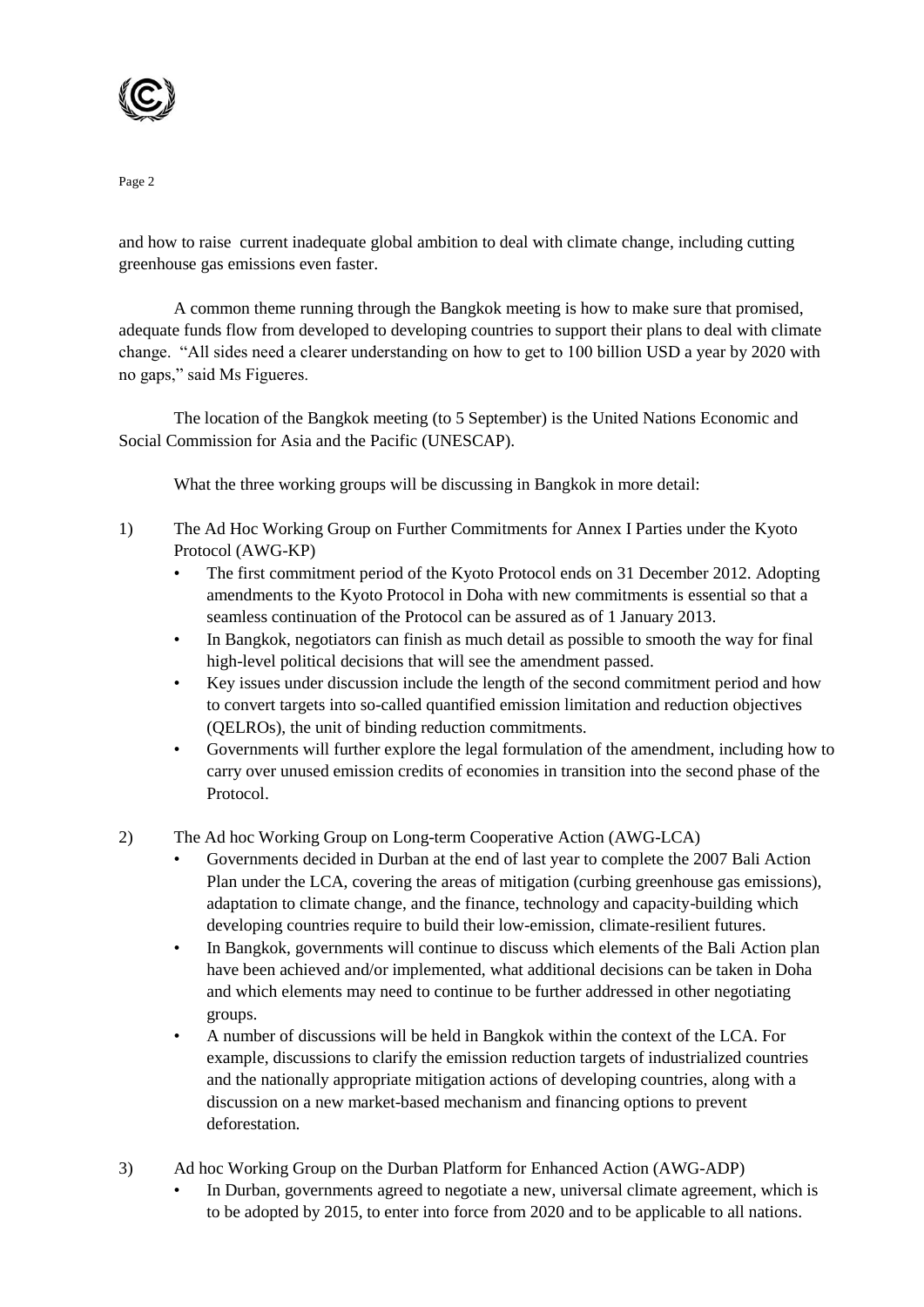and how to raise  current inadequate global ambition to deal with climate change, including cutting greenhouse gas emissions even faster.

A common theme running through the Bangkok meeting is how to make sure that promised, adequate funds flow from developed to developing countries to support their plans to deal with climate change.  "All sides need a clearer understanding on how to get to 100 billion USD a year by 2020 with no gaps," said Ms Figueres.

The location of the Bangkok meeting (to 5 September) is the United Nations Economic and Social Commission for Asia and the Pacific (UNESCAP).

What the three working groups will be discussing in Bangkok in more detail:

1) The Ad Hoc Working Group on Further Commitments for Annex I Parties under the Kyoto Protocol (AWG-KP)
   - The first commitment period of the Kyoto Protocol ends on 31 December 2012. Adopting amendments to the Kyoto Protocol in Doha with new commitments is essential so that a seamless continuation of the Protocol can be assured as of 1 January 2013.
   - In Bangkok, negotiators can finish as much detail as possible to smooth the way for final high-level political decisions that will see the amendment passed.
   - Key issues under discussion include the length of the second commitment period and how to convert targets into so-called quantified emission limitation and reduction objectives (QELROs), the unit of binding reduction commitments.
   - Governments will further explore the legal formulation of the amendment, including how to carry over unused emission credits of economies in transition into the second phase of the Protocol.

2) The Ad hoc Working Group on Long-term Cooperative Action (AWG-LCA)
   - Governments decided in Durban at the end of last year to complete the 2007 Bali Action Plan under the LCA, covering the areas of mitigation (curbing greenhouse gas emissions), adaptation to climate change, and the finance, technology and capacity-building which developing countries require to build their low-emission, climate-resilient futures.
   - In Bangkok, governments will continue to discuss which elements of the Bali Action plan have been achieved and/or implemented, what additional decisions can be taken in Doha and which elements may need to continue to be further addressed in other negotiating groups.
   - A number of discussions will be held in Bangkok within the context of the LCA. For example, discussions to clarify the emission reduction targets of industrialized countries and the nationally appropriate mitigation actions of developing countries, along with a discussion on a new market-based mechanism and financing options to prevent deforestation.

3) Ad hoc Working Group on the Durban Platform for Enhanced Action (AWG-ADP)
   - In Durban, governments agreed to negotiate a new, universal climate agreement, which is to be adopted by 2015, to enter into force from 2020 and to be applicable to all nations.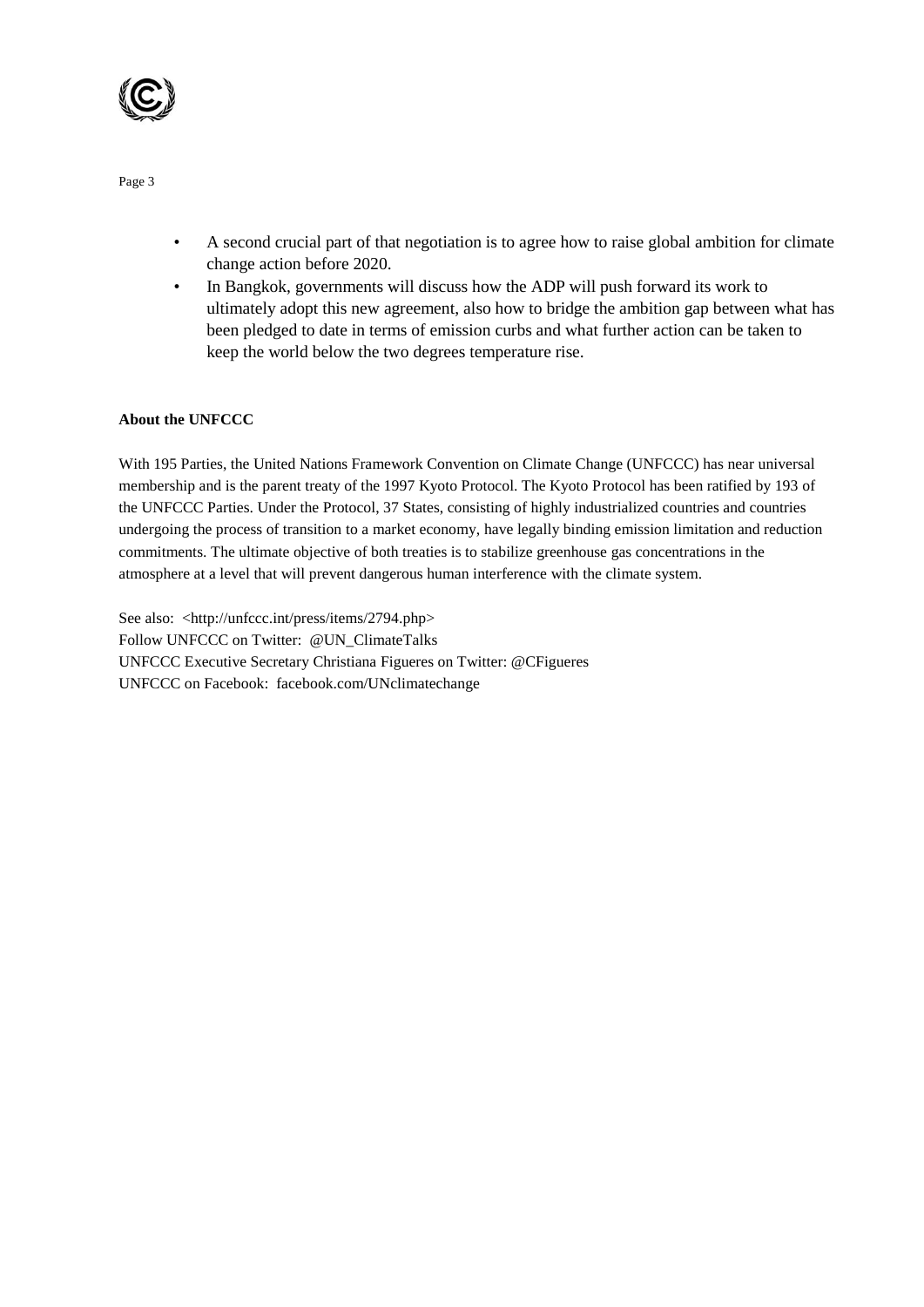- A second crucial part of that negotiation is to agree how to raise global ambition for climate change action before 2020.
- In Bangkok, governments will discuss how the ADP will push forward its work to ultimately adopt this new agreement, also how to bridge the ambition gap between what has been pledged to date in terms of emission curbs and what further action can be taken to keep the world below the two degrees temperature rise.

**About the UNFCCC**

With 195 Parties, the United Nations Framework Convention on Climate Change (UNFCCC) has near universal membership and is the parent treaty of the 1997 Kyoto Protocol. The Kyoto Protocol has been ratified by 193 of the UNFCCC Parties. Under the Protocol, 37 States, consisting of highly industrialized countries and countries undergoing the process of transition to a market economy, have legally binding emission limitation and reduction commitments. The ultimate objective of both treaties is to stabilize greenhouse gas concentrations in the atmosphere at a level that will prevent dangerous human interference with the climate system.

See also: <http://unfccc.int/press/items/2794.php>
Follow UNFCCC on Twitter: @UN_ClimateTalks
UNFCCC Executive Secretary Christiana Figueres on Twitter: @CFigueres
UNFCCC on Facebook: facebook.com/UNclimatechange